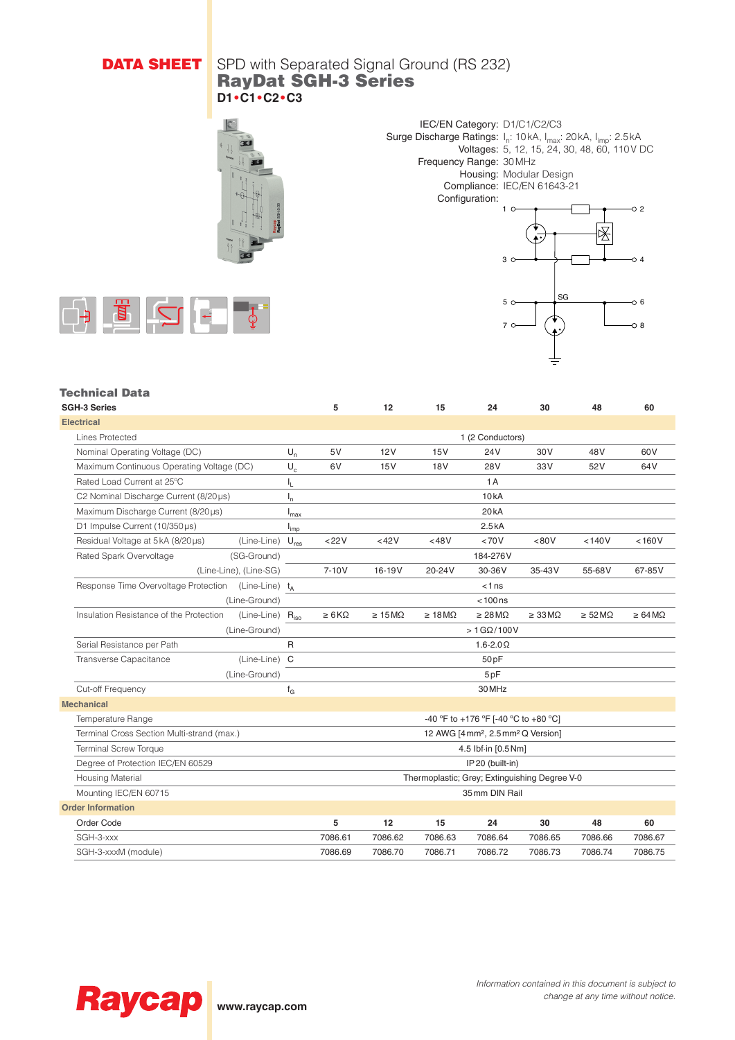**DATA SHEET** SPD with Separated Signal Ground (RS 232)

# RayDat SGH-3 Series

**D1•C1•C2•C3**

IEC/EN Category: D1/C1/C2/C3
Surge Discharge Ratings: $I_n$: 10 kA, $I_{max}$: 20 kA, $I_{imp}$: 2.5 kA
Voltages: 5, 12, 15, 24, 30, 48, 60, 110 V DC
Frequency Range: 30 MHz
Housing: Modular Design
Compliance: IEC/EN 61643-21
Configuration:

## Technical Data

| SGH-3 Series | | | 5 | 12 | 15 | 24 | 30 | 48 | 60 |
|---|---|---|---|---|---|---|---|---|---|
| **Electrical** | | | | | | | | | |
| Lines Protected | | | | | | 1 (2 Conductors) | | | |
| Nominal Operating Voltage (DC) | | $U_n$ | 5V | 12V | 15V | 24V | 30V | 48V | 60V |
| Maximum Continuous Operating Voltage (DC) | | $U_c$ | 6V | 15V | 18V | 28V | 33V | 52V | 64V |
| Rated Load Current at 25°C | | $I_L$ | | | | 1 A | | | |
| C2 Nominal Discharge Current (8/20 µs) | | $I_n$ | | | | 10 kA | | | |
| Maximum Discharge Current (8/20 µs) | | $I_{max}$ | | | | 20 kA | | | |
| D1 Impulse Current (10/350 µs) | | $I_{imp}$ | | | | 2.5 kA | | | |
| Residual Voltage at 5 kA (8/20 µs) | (Line-Line) | $U_{res}$ | < 22V | < 42V | < 48V | < 70V | < 80V | < 140V | < 160V |
| Rated Spark Overvoltage | (SG-Ground) | | | | | 184-276V | | | |
| | (Line-Line), (Line-SG) | | 7-10V | 16-19V | 20-24V | 30-36V | 35-43V | 55-68V | 67-85V |
| Response Time Overvoltage Protection | (Line-Line) | $t_A$ | | | | < 1 ns | | | |
| | (Line-Ground) | | | | | < 100 ns | | | |
| Insulation Resistance of the Protection | (Line-Line) | $R_{iso}$ | ≥ 6 KΩ | ≥ 15 MΩ | ≥ 18 MΩ | ≥ 28 MΩ | ≥ 33 MΩ | ≥ 52 MΩ | ≥ 64 MΩ |
| | (Line-Ground) | | | | | > 1 GΩ/100V | | | |
| Serial Resistance per Path | | R | | | | 1.6-2.0 Ω | | | |
| Transverse Capacitance | (Line-Line) | C | | | | 50 pF | | | |
| | (Line-Ground) | | | | | 5 pF | | | |
| Cut-off Frequency | | $f_G$ | | | | 30 MHz | | | |
| **Mechanical** | | | | | | | | | |
| Temperature Range | | | | | | -40 °F to +176 °F [-40 °C to +80 °C] | | | |
| Terminal Cross Section Multi-strand (max.) | | | | | | 12 AWG [4 mm², 2.5 mm² Q Version] | | | |
| Terminal Screw Torque | | | | | | 4.5 lbf-in [0.5 Nm] | | | |
| Degree of Protection IEC/EN 60529 | | | | | | IP20 (built-in) | | | |
| Housing Material | | | | | | Thermoplastic; Grey; Extinguishing Degree V-0 | | | |
| Mounting IEC/EN 60715 | | | | | | 35 mm DIN Rail | | | |
| **Order Information** | | | | | | | | | |
| Order Code | | | 5 | 12 | 15 | 24 | 30 | 48 | 60 |
| SGH-3-xxx | | | 7086.61 | 7086.62 | 7086.63 | 7086.64 | 7086.65 | 7086.66 | 7086.67 |
| SGH-3-xxxM (module) | | | 7086.69 | 7086.70 | 7086.71 | 7086.72 | 7086.73 | 7086.74 | 7086.75 |

Raycap www.raycap.com

*Information contained in this document is subject to change at any time without notice.*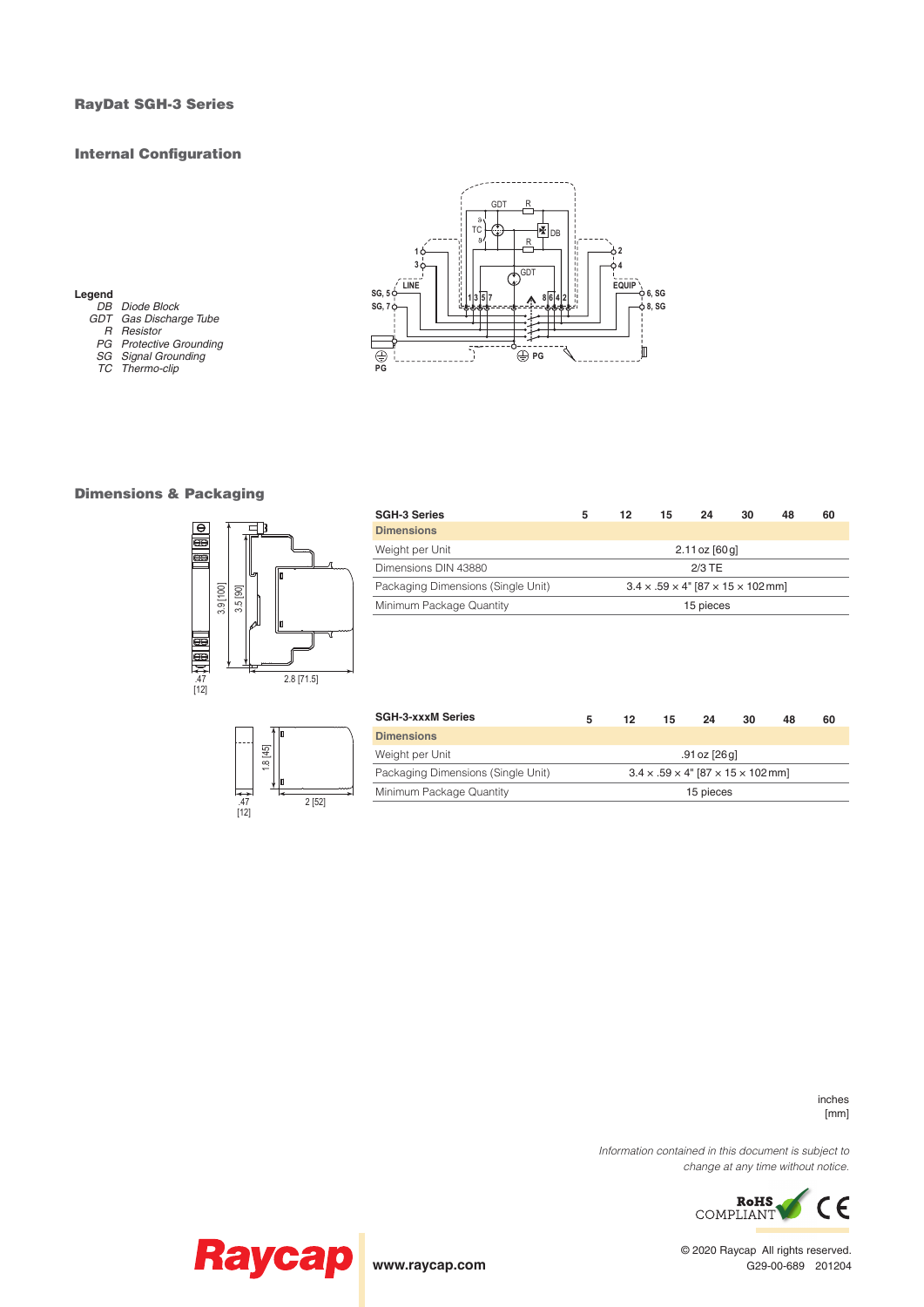## RayDat SGH-3 Series

### Internal Configuration

**Legend**

- DB *Diode Block*
- GDT *Gas Discharge Tube*
- R *Resistor*
- PG *Protective Grounding*
- SG *Signal Grounding*
- TC *Thermo-clip*

### Dimensions & Packaging

| SGH-3 Series | 5 | 12 | 15 | 24 | 30 | 48 | 60 |
|---|---|---|---|---|---|---|---|
| **Dimensions** | | | | | | | |
| Weight per Unit | 2.11 oz [60 g] | | | | | | |
| Dimensions DIN 43880 | 2/3 TE | | | | | | |
| Packaging Dimensions (Single Unit) | 3.4 × .59 × 4" [87 × 15 × 102 mm] | | | | | | |
| Minimum Package Quantity | 15 pieces | | | | | | |

| SGH-3-xxxM Series | 5 | 12 | 15 | 24 | 30 | 48 | 60 |
|---|---|---|---|---|---|---|---|
| **Dimensions** | | | | | | | |
| Weight per Unit | .91 oz [26 g] | | | | | | |
| Packaging Dimensions (Single Unit) | 3.4 × .59 × 4" [87 × 15 × 102 mm] | | | | | | |
| Minimum Package Quantity | 15 pieces | | | | | | |

inches
[mm]

*Information contained in this document is subject to change at any time without notice.*

RoHS COMPLIANT

www.raycap.com

© 2020 Raycap All rights reserved.
G29-00-689 201204